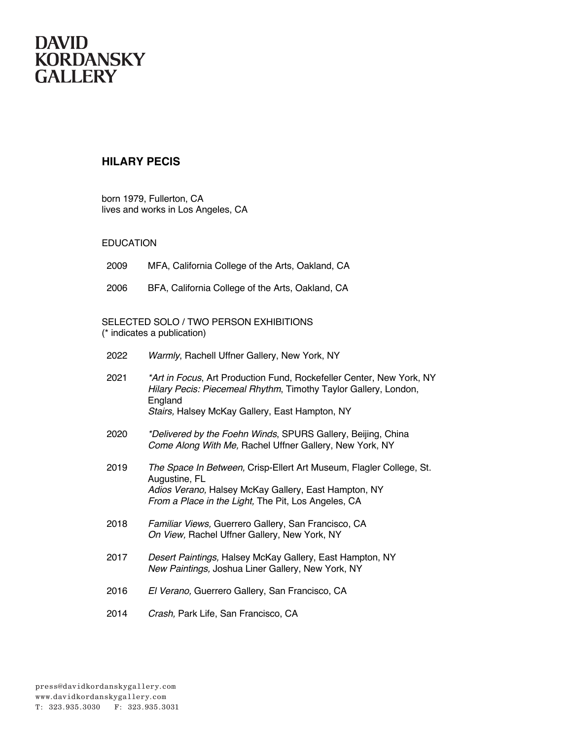DAVID
KORDANSKY
GALLERY

## HILARY PECIS

born 1979, Fullerton, CA
lives and works in Los Angeles, CA

### EDUCATION

| | |
|---|---|
| 2009 | MFA, California College of the Arts, Oakland, CA |
| 2006 | BFA, California College of the Arts, Oakland, CA |

### SELECTED SOLO / TWO PERSON EXHIBITIONS
(* indicates a publication)

**2022**
*Warmly*, Rachell Uffner Gallery, New York, NY

**2021**
**Art in Focus*, Art Production Fund, Rockefeller Center, New York, NY
*Hilary Pecis: Piecemeal Rhythm*, Timothy Taylor Gallery, London, England
*Stairs,* Halsey McKay Gallery, East Hampton, NY

**2020**
**Delivered by the Foehn Winds*, SPURS Gallery, Beijing, China
*Come Along With Me,* Rachel Uffner Gallery, New York, NY

**2019**
*The Space In Between,* Crisp-Ellert Art Museum, Flagler College, St. Augustine, FL
*Adios Verano,* Halsey McKay Gallery, East Hampton, NY
*From a Place in the Light,* The Pit, Los Angeles, CA

**2018**
*Familiar Views,* Guerrero Gallery, San Francisco, CA
*On View,* Rachel Uffner Gallery, New York, NY

**2017**
*Desert Paintings,* Halsey McKay Gallery, East Hampton, NY
*New Paintings,* Joshua Liner Gallery, New York, NY

**2016**
*El Verano,* Guerrero Gallery, San Francisco, CA

**2014**
*Crash,* Park Life, San Francisco, CA

press@davidkordanskygallery.com
www.davidkordanskygallery.com
T: 323.935.3030 F: 323.935.3031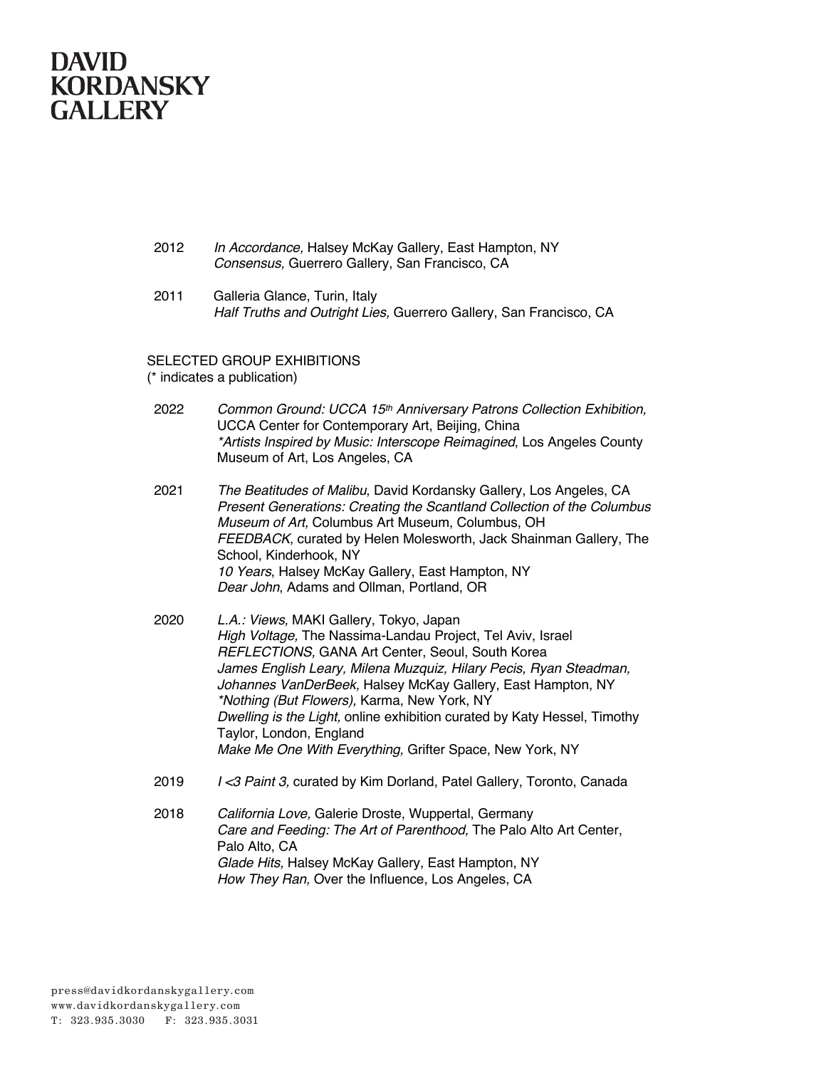2012 *In Accordance,* Halsey McKay Gallery, East Hampton, NY
*Consensus,* Guerrero Gallery, San Francisco, CA

2011 Galleria Glance, Turin, Italy
*Half Truths and Outright Lies,* Guerrero Gallery, San Francisco, CA

SELECTED GROUP EXHIBITIONS
(* indicates a publication)

2022 *Common Ground: UCCA 15th Anniversary Patrons Collection Exhibition,* UCCA Center for Contemporary Art, Beijing, China
*\*Artists Inspired by Music: Interscope Reimagined*, Los Angeles County Museum of Art, Los Angeles, CA

2021 *The Beatitudes of Malibu*, David Kordansky Gallery, Los Angeles, CA
*Present Generations: Creating the Scantland Collection of the Columbus Museum of Art,* Columbus Art Museum, Columbus, OH
*FEEDBACK*, curated by Helen Molesworth, Jack Shainman Gallery, The School, Kinderhook, NY
*10 Years*, Halsey McKay Gallery, East Hampton, NY
*Dear John*, Adams and Ollman, Portland, OR

2020 *L.A.: Views,* MAKI Gallery, Tokyo, Japan
*High Voltage,* The Nassima-Landau Project, Tel Aviv, Israel
*REFLECTIONS,* GANA Art Center, Seoul, South Korea
*James English Leary, Milena Muzquiz, Hilary Pecis, Ryan Steadman, Johannes VanDerBeek,* Halsey McKay Gallery, East Hampton, NY
*\*Nothing (But Flowers),* Karma, New York, NY
*Dwelling is the Light,* online exhibition curated by Katy Hessel, Timothy Taylor, London, England
*Make Me One With Everything,* Grifter Space, New York, NY

2019 *I <3 Paint 3,* curated by Kim Dorland, Patel Gallery, Toronto, Canada

2018 *California Love,* Galerie Droste, Wuppertal, Germany
*Care and Feeding: The Art of Parenthood,* The Palo Alto Art Center, Palo Alto, CA
*Glade Hits,* Halsey McKay Gallery, East Hampton, NY
*How They Ran,* Over the Influence, Los Angeles, CA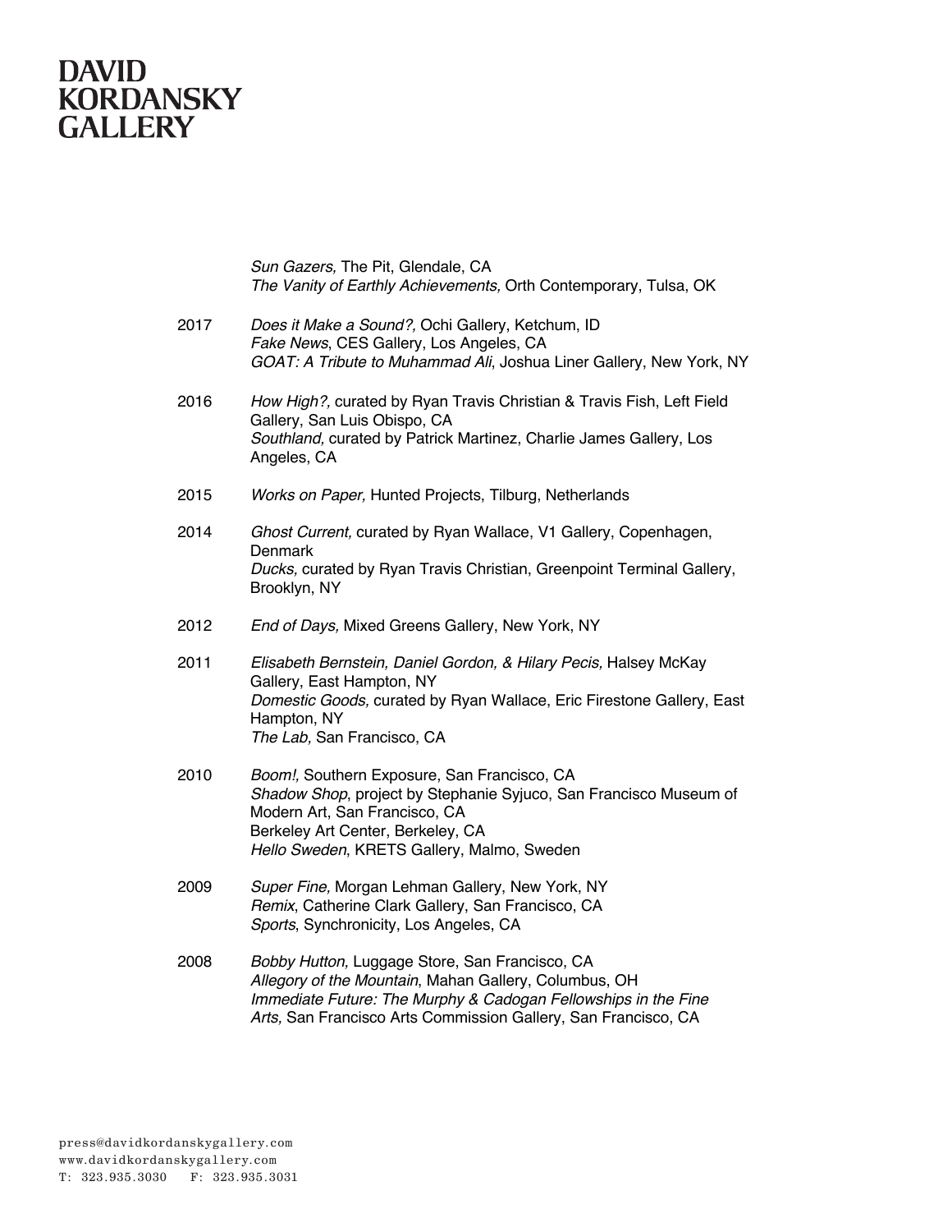*Sun Gazers,* The Pit, Glendale, CA
*The Vanity of Earthly Achievements,* Orth Contemporary, Tulsa, OK

2017 *Does it Make a Sound?,* Ochi Gallery, Ketchum, ID
*Fake News*, CES Gallery, Los Angeles, CA
*GOAT: A Tribute to Muhammad Ali*, Joshua Liner Gallery, New York, NY

2016 *How High?,* curated by Ryan Travis Christian & Travis Fish, Left Field Gallery, San Luis Obispo, CA
*Southland,* curated by Patrick Martinez, Charlie James Gallery, Los Angeles, CA

2015 *Works on Paper,* Hunted Projects, Tilburg, Netherlands

2014 *Ghost Current,* curated by Ryan Wallace, V1 Gallery, Copenhagen, Denmark
*Ducks,* curated by Ryan Travis Christian, Greenpoint Terminal Gallery, Brooklyn, NY

2012 *End of Days,* Mixed Greens Gallery, New York, NY

2011 *Elisabeth Bernstein, Daniel Gordon, & Hilary Pecis,* Halsey McKay Gallery, East Hampton, NY
*Domestic Goods,* curated by Ryan Wallace, Eric Firestone Gallery, East Hampton, NY
*The Lab,* San Francisco, CA

2010 *Boom!,* Southern Exposure, San Francisco, CA
*Shadow Shop*, project by Stephanie Syjuco, San Francisco Museum of Modern Art, San Francisco, CA
Berkeley Art Center, Berkeley, CA
*Hello Sweden*, KRETS Gallery, Malmo, Sweden

2009 *Super Fine,* Morgan Lehman Gallery, New York, NY
*Remix*, Catherine Clark Gallery, San Francisco, CA
*Sports*, Synchronicity, Los Angeles, CA

2008 *Bobby Hutton,* Luggage Store, San Francisco, CA
*Allegory of the Mountain*, Mahan Gallery, Columbus, OH
*Immediate Future: The Murphy & Cadogan Fellowships in the Fine Arts,* San Francisco Arts Commission Gallery, San Francisco, CA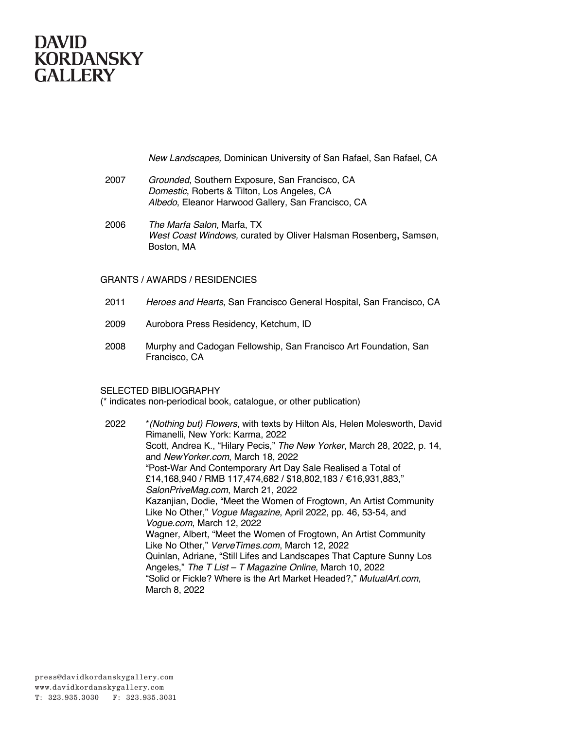*New Landscapes,* Dominican University of San Rafael, San Rafael, CA

2007 *Grounded*, Southern Exposure, San Francisco, CA
*Domestic*, Roberts & Tilton, Los Angeles, CA
*Albedo*, Eleanor Harwood Gallery, San Francisco, CA

2006 *The Marfa Salon,* Marfa, TX
*West Coast Windows,* curated by Oliver Halsman Rosenberg**,** Samsøn, Boston, MA

GRANTS / AWARDS / RESIDENCIES

2011 *Heroes and Hearts*, San Francisco General Hospital, San Francisco, CA

2009 Aurobora Press Residency, Ketchum, ID

2008 Murphy and Cadogan Fellowship, San Francisco Art Foundation, San Francisco, CA

SELECTED BIBLIOGRAPHY
(* indicates non-periodical book, catalogue, or other publication)

2022 **(Nothing but) Flowers*, with texts by Hilton Als, Helen Molesworth, David Rimanelli, New York: Karma, 2022
Scott, Andrea K., "Hilary Pecis," *The New Yorker*, March 28, 2022, p. 14, and *NewYorker.com*, March 18, 2022
"Post-War And Contemporary Art Day Sale Realised a Total of £14,168,940 / RMB 117,474,682 / $18,802,183 / €16,931,883," *SalonPriveMag.com*, March 21, 2022
Kazanjian, Dodie, "Meet the Women of Frogtown, An Artist Community Like No Other," *Vogue Magazine*, April 2022, pp. 46, 53-54, and *Vogue.com*, March 12, 2022
Wagner, Albert, "Meet the Women of Frogtown, An Artist Community Like No Other," *VerveTimes.com*, March 12, 2022
Quinlan, Adriane, "Still Lifes and Landscapes That Capture Sunny Los Angeles," *The T List – T Magazine Online*, March 10, 2022
"Solid or Fickle? Where is the Art Market Headed?," *MutualArt.com*, March 8, 2022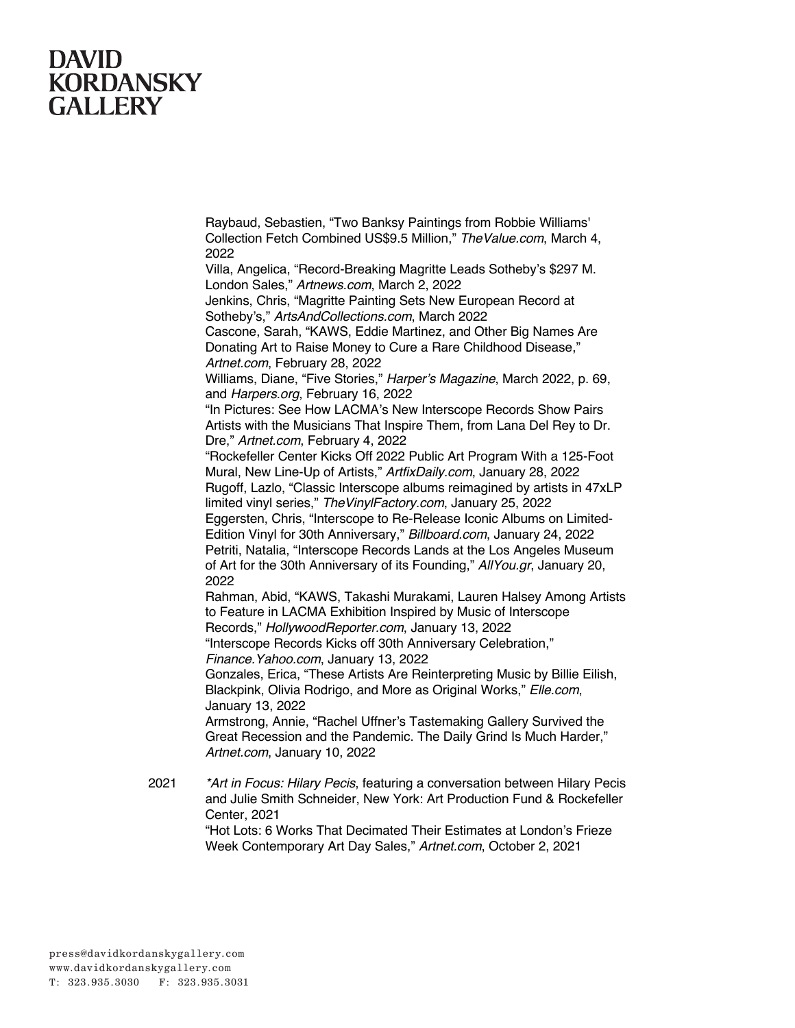Raybaud, Sebastien, “Two Banksy Paintings from Robbie Williams' Collection Fetch Combined US$9.5 Million,” *TheValue.com*, March 4, 2022

Villa, Angelica, “Record-Breaking Magritte Leads Sotheby’s $297 M. London Sales,” *Artnews.com*, March 2, 2022

Jenkins, Chris, “Magritte Painting Sets New European Record at Sotheby’s,” *ArtsAndCollections.com*, March 2022

Cascone, Sarah, “KAWS, Eddie Martinez, and Other Big Names Are Donating Art to Raise Money to Cure a Rare Childhood Disease,” *Artnet.com*, February 28, 2022

Williams, Diane, “Five Stories,” *Harper’s Magazine*, March 2022, p. 69, and *Harpers.org*, February 16, 2022

“In Pictures: See How LACMA’s New Interscope Records Show Pairs Artists with the Musicians That Inspire Them, from Lana Del Rey to Dr. Dre,” *Artnet.com*, February 4, 2022

“Rockefeller Center Kicks Off 2022 Public Art Program With a 125-Foot Mural, New Line-Up of Artists,” *ArtfixDaily.com*, January 28, 2022

Rugoff, Lazlo, “Classic Interscope albums reimagined by artists in 47xLP limited vinyl series,” *TheVinylFactory.com*, January 25, 2022

Eggersten, Chris, “Interscope to Re-Release Iconic Albums on Limited-Edition Vinyl for 30th Anniversary,” *Billboard.com*, January 24, 2022

Petriti, Natalia, “Interscope Records Lands at the Los Angeles Museum of Art for the 30th Anniversary of its Founding,” *AllYou.gr*, January 20, 2022

Rahman, Abid, “KAWS, Takashi Murakami, Lauren Halsey Among Artists to Feature in LACMA Exhibition Inspired by Music of Interscope Records,” *HollywoodReporter.com*, January 13, 2022

“Interscope Records Kicks off 30th Anniversary Celebration,” *Finance.Yahoo.com*, January 13, 2022

Gonzales, Erica, “These Artists Are Reinterpreting Music by Billie Eilish, Blackpink, Olivia Rodrigo, and More as Original Works,” *Elle.com*, January 13, 2022

Armstrong, Annie, “Rachel Uffner’s Tastemaking Gallery Survived the Great Recession and the Pandemic. The Daily Grind Is Much Harder,” *Artnet.com*, January 10, 2022

2021

*\*Art in Focus: Hilary Pecis*, featuring a conversation between Hilary Pecis and Julie Smith Schneider, New York: Art Production Fund & Rockefeller Center, 2021

“Hot Lots: 6 Works That Decimated Their Estimates at London’s Frieze Week Contemporary Art Day Sales,” *Artnet.com*, October 2, 2021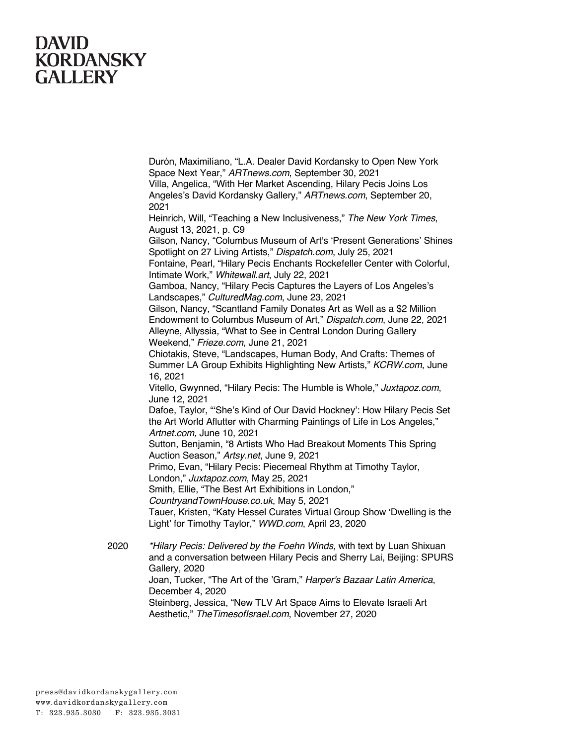Durón, Maximilíano, “L.A. Dealer David Kordansky to Open New York Space Next Year,” *ARTnews.com*, September 30, 2021

Villa, Angelica, “With Her Market Ascending, Hilary Pecis Joins Los Angeles’s David Kordansky Gallery,” *ARTnews.com*, September 20, 2021

Heinrich, Will, “Teaching a New Inclusiveness,” *The New York Times*, August 13, 2021, p. C9

Gilson, Nancy, “Columbus Museum of Art's ‘Present Generations’ Shines Spotlight on 27 Living Artists,” *Dispatch.com*, July 25, 2021

Fontaine, Pearl, “Hilary Pecis Enchants Rockefeller Center with Colorful, Intimate Work,” *Whitewall.art*, July 22, 2021

Gamboa, Nancy, “Hilary Pecis Captures the Layers of Los Angeles’s Landscapes,” *CulturedMag.com*, June 23, 2021

Gilson, Nancy, “Scantland Family Donates Art as Well as a $2 Million Endowment to Columbus Museum of Art,” *Dispatch.com*, June 22, 2021

Alleyne, Allyssia, “What to See in Central London During Gallery Weekend,” *Frieze.com*, June 21, 2021

Chiotakis, Steve, “Landscapes, Human Body, And Crafts: Themes of Summer LA Group Exhibits Highlighting New Artists,” *KCRW.com*, June 16, 2021

Vitello, Gwynned, “Hilary Pecis: The Humble is Whole,” *Juxtapoz.com*, June 12, 2021

Dafoe, Taylor, “‘She’s Kind of Our David Hockney’: How Hilary Pecis Set the Art World Aflutter with Charming Paintings of Life in Los Angeles,” *Artnet.com,* June 10, 2021

Sutton, Benjamin, “8 Artists Who Had Breakout Moments This Spring Auction Season,” *Artsy.net*, June 9, 2021

Primo, Evan, “Hilary Pecis: Piecemeal Rhythm at Timothy Taylor, London,” *Juxtapoz.com*, May 25, 2021

Smith, Ellie, “The Best Art Exhibitions in London,” *CountryandTownHouse.co.uk*, May 5, 2021

Tauer, Kristen, “Katy Hessel Curates Virtual Group Show ‘Dwelling is the Light’ for Timothy Taylor,” *WWD.com*, April 23, 2020

2020

*\*Hilary Pecis: Delivered by the Foehn Winds*, with text by Luan Shixuan and a conversation between Hilary Pecis and Sherry Lai, Beijing: SPURS Gallery, 2020

Joan, Tucker, “The Art of the ’Gram,” *Harper's Bazaar Latin America*, December 4, 2020

Steinberg, Jessica, “New TLV Art Space Aims to Elevate Israeli Art Aesthetic,” *TheTimesofIsrael.com*, November 27, 2020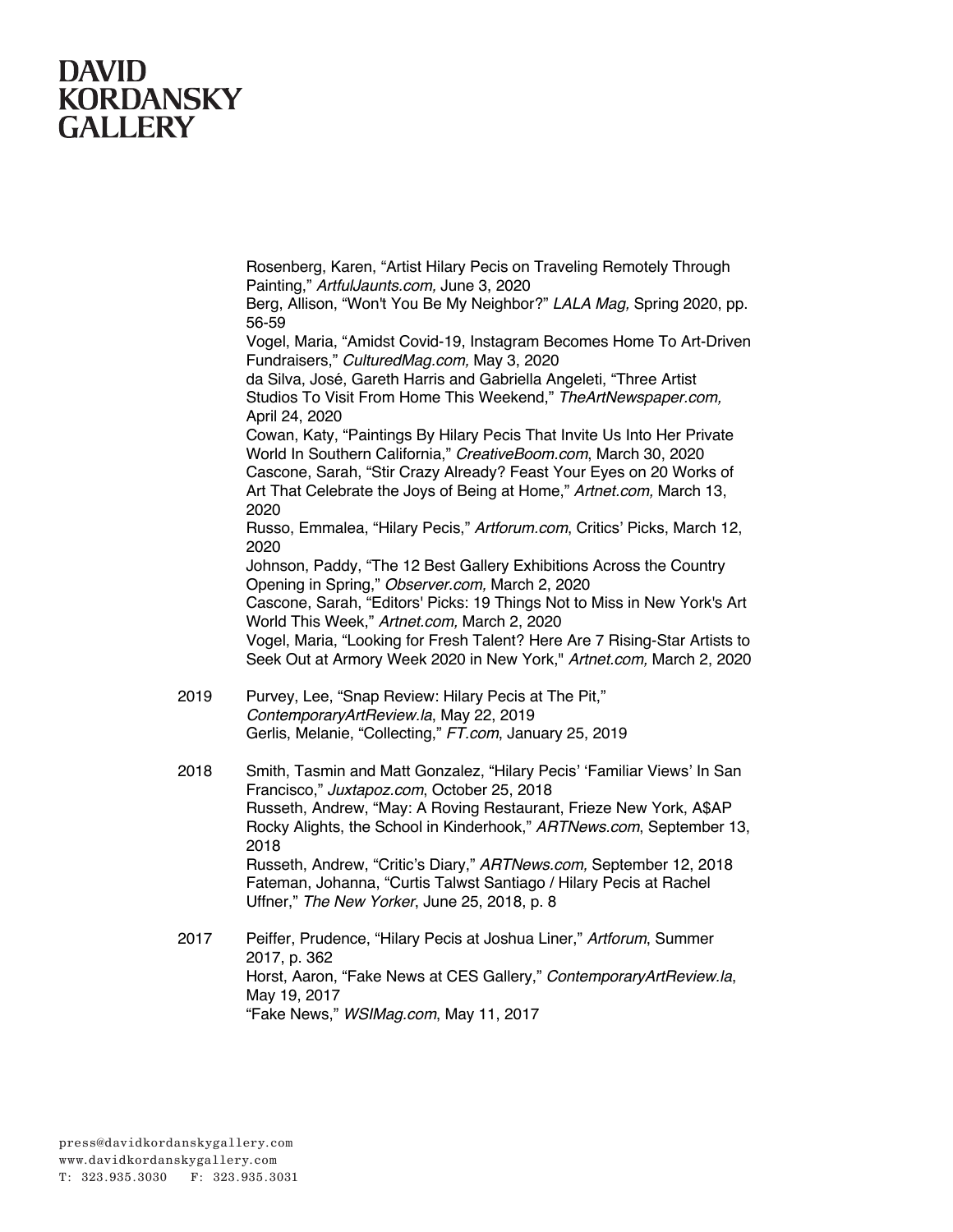Rosenberg, Karen, “Artist Hilary Pecis on Traveling Remotely Through Painting,” *ArtfulJaunts.com,* June 3, 2020

Berg, Allison, “Won't You Be My Neighbor?” *LALA Mag,* Spring 2020, pp. 56-59

Vogel, Maria, “Amidst Covid-19, Instagram Becomes Home To Art-Driven Fundraisers,” *CulturedMag.com,* May 3, 2020

da Silva, José, Gareth Harris and Gabriella Angeleti, “Three Artist Studios To Visit From Home This Weekend,” *TheArtNewspaper.com,* April 24, 2020

Cowan, Katy, “Paintings By Hilary Pecis That Invite Us Into Her Private World In Southern California,” *CreativeBoom.com*, March 30, 2020

Cascone, Sarah, “Stir Crazy Already? Feast Your Eyes on 20 Works of Art That Celebrate the Joys of Being at Home,” *Artnet.com,* March 13, 2020

Russo, Emmalea, “Hilary Pecis,” *Artforum.com*, Critics' Picks, March 12, 2020

Johnson, Paddy, “The 12 Best Gallery Exhibitions Across the Country Opening in Spring,” *Observer.com,* March 2, 2020

Cascone, Sarah, “Editors' Picks: 19 Things Not to Miss in New York's Art World This Week,” *Artnet.com,* March 2, 2020

Vogel, Maria, “Looking for Fresh Talent? Here Are 7 Rising-Star Artists to Seek Out at Armory Week 2020 in New York," *Artnet.com,* March 2, 2020

**2019**

Purvey, Lee, “Snap Review: Hilary Pecis at The Pit,” *ContemporaryArtReview.la*, May 22, 2019

Gerlis, Melanie, “Collecting,” *FT.com*, January 25, 2019

**2018**

Smith, Tasmin and Matt Gonzalez, “Hilary Pecis' ‘Familiar Views' In San Francisco,” *Juxtapoz.com*, October 25, 2018

Russeth, Andrew, “May: A Roving Restaurant, Frieze New York, A$AP Rocky Alights, the School in Kinderhook,” *ARTNews.com*, September 13, 2018

Russeth, Andrew, “Critic's Diary,” *ARTNews.com,* September 12, 2018

Fateman, Johanna, “Curtis Talwst Santiago / Hilary Pecis at Rachel Uffner,” *The New Yorker*, June 25, 2018, p. 8

**2017**

Peiffer, Prudence, “Hilary Pecis at Joshua Liner,” *Artforum*, Summer 2017, p. 362

Horst, Aaron, “Fake News at CES Gallery,” *ContemporaryArtReview.la*, May 19, 2017

“Fake News,” *WSIMag.com*, May 11, 2017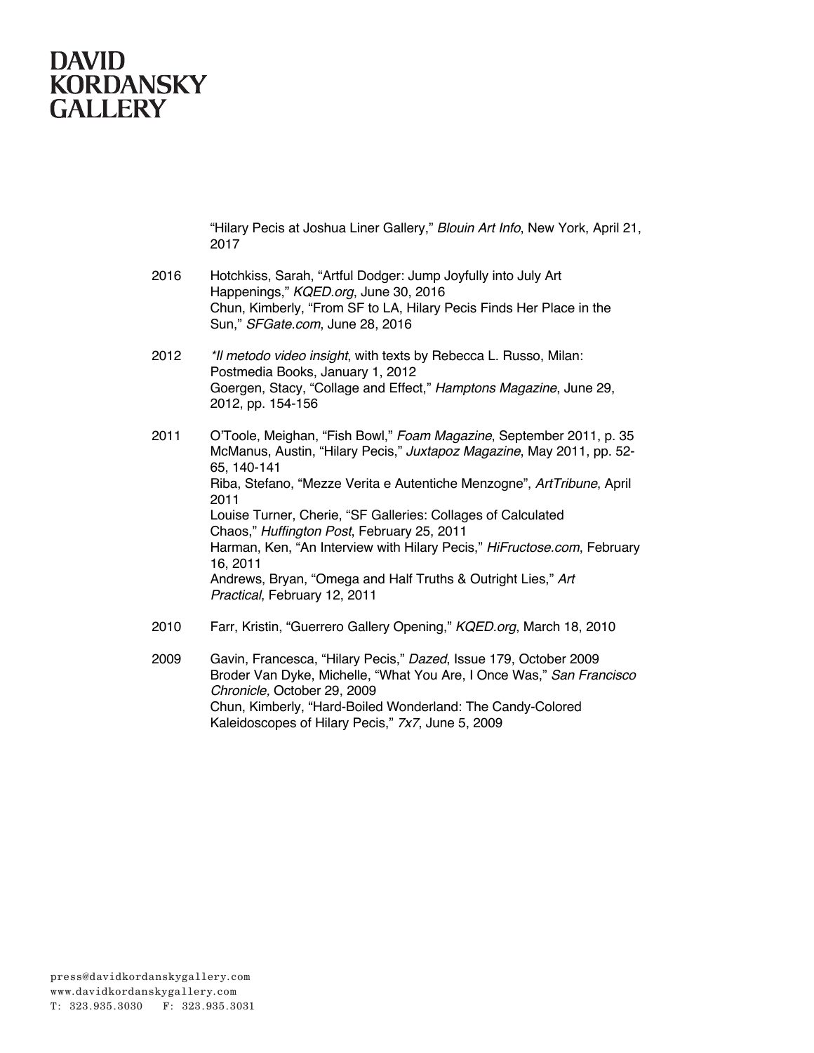"Hilary Pecis at Joshua Liner Gallery," *Blouin Art Info*, New York, April 21, 2017

2016 Hotchkiss, Sarah, "Artful Dodger: Jump Joyfully into July Art Happenings," *KQED.org*, June 30, 2016
Chun, Kimberly, "From SF to LA, Hilary Pecis Finds Her Place in the Sun," *SFGate.com*, June 28, 2016

2012 **Il metodo video insight*, with texts by Rebecca L. Russo, Milan: Postmedia Books, January 1, 2012
Goergen, Stacy, "Collage and Effect," *Hamptons Magazine*, June 29, 2012, pp. 154-156

2011 O'Toole, Meighan, "Fish Bowl," *Foam Magazine*, September 2011, p. 35
McManus, Austin, "Hilary Pecis," *Juxtapoz Magazine*, May 2011, pp. 52-65, 140-141
Riba, Stefano, "Mezze Verita e Autentiche Menzogne", *ArtTribune*, April 2011
Louise Turner, Cherie, "SF Galleries: Collages of Calculated Chaos," *Huffington Post*, February 25, 2011
Harman, Ken, "An Interview with Hilary Pecis," *HiFructose.com*, February 16, 2011
Andrews, Bryan, "Omega and Half Truths & Outright Lies," *Art Practical*, February 12, 2011

2010 Farr, Kristin, "Guerrero Gallery Opening," *KQED.org*, March 18, 2010

2009 Gavin, Francesca, "Hilary Pecis," *Dazed*, Issue 179, October 2009
Broder Van Dyke, Michelle, "What You Are, I Once Was," *San Francisco Chronicle,* October 29, 2009
Chun, Kimberly, "Hard-Boiled Wonderland: The Candy-Colored Kaleidoscopes of Hilary Pecis," *7x7*, June 5, 2009